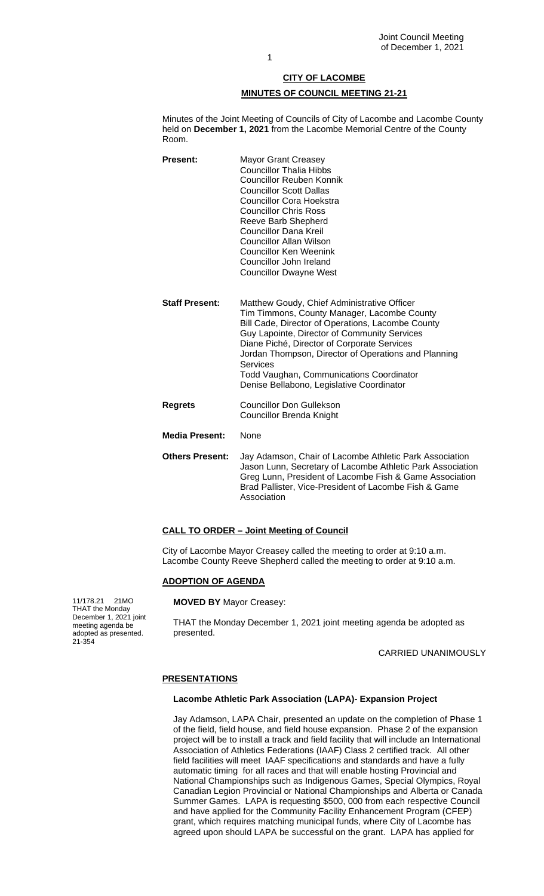## CITY OF LACOMBE

## MINUTES OF COUNCIL MEETING 21-21

Minutes of the Joint Meeting of Councils of City of Lacombe and Lacombe County held on **December 1, 2021** from the Lacombe Memorial Centre of the County Room.

| | |
|---|---|
| **Present:** | Mayor Grant Creasey<br>Councillor Thalia Hibbs<br>Councillor Reuben Konnik<br>Councillor Scott Dallas<br>Councillor Cora Hoekstra<br>Councillor Chris Ross<br>Reeve Barb Shepherd<br>Councillor Dana Kreil<br>Councillor Allan Wilson<br>Councillor Ken Weenink<br>Councillor John Ireland<br>Councillor Dwayne West |
| **Staff Present:** | Matthew Goudy, Chief Administrative Officer<br>Tim Timmons, County Manager, Lacombe County<br>Bill Cade, Director of Operations, Lacombe County<br>Guy Lapointe, Director of Community Services<br>Diane Piché, Director of Corporate Services<br>Jordan Thompson, Director of Operations and Planning Services<br>Todd Vaughan, Communications Coordinator<br>Denise Bellabono, Legislative Coordinator |
| **Regrets** | Councillor Don Gullekson<br>Councillor Brenda Knight |
| **Media Present:** | None |
| **Others Present:** | Jay Adamson, Chair of Lacombe Athletic Park Association<br>Jason Lunn, Secretary of Lacombe Athletic Park Association<br>Greg Lunn, President of Lacombe Fish & Game Association<br>Brad Pallister, Vice-President of Lacombe Fish & Game Association |

### CALL TO ORDER – Joint Meeting of Council

City of Lacombe Mayor Creasey called the meeting to order at 9:10 a.m.
Lacombe County Reeve Shepherd called the meeting to order at 9:10 a.m.

### ADOPTION OF AGENDA

11/178.21 21MO THAT the Monday December 1, 2021 joint meeting agenda be adopted as presented. 21-354

**MOVED BY** Mayor Creasey:

THAT the Monday December 1, 2021 joint meeting agenda be adopted as presented.

CARRIED UNANIMOUSLY

### PRESENTATIONS

#### Lacombe Athletic Park Association (LAPA)- Expansion Project

Jay Adamson, LAPA Chair, presented an update on the completion of Phase 1 of the field, field house, and field house expansion. Phase 2 of the expansion project will be to install a track and field facility that will include an International Association of Athletics Federations (IAAF) Class 2 certified track. All other field facilities will meet IAAF specifications and standards and have a fully automatic timing for all races and that will enable hosting Provincial and National Championships such as Indigenous Games, Special Olympics, Royal Canadian Legion Provincial or National Championships and Alberta or Canada Summer Games. LAPA is requesting $500, 000 from each respective Council and have applied for the Community Facility Enhancement Program (CFEP) grant, which requires matching municipal funds, where City of Lacombe has agreed upon should LAPA be successful on the grant. LAPA has applied for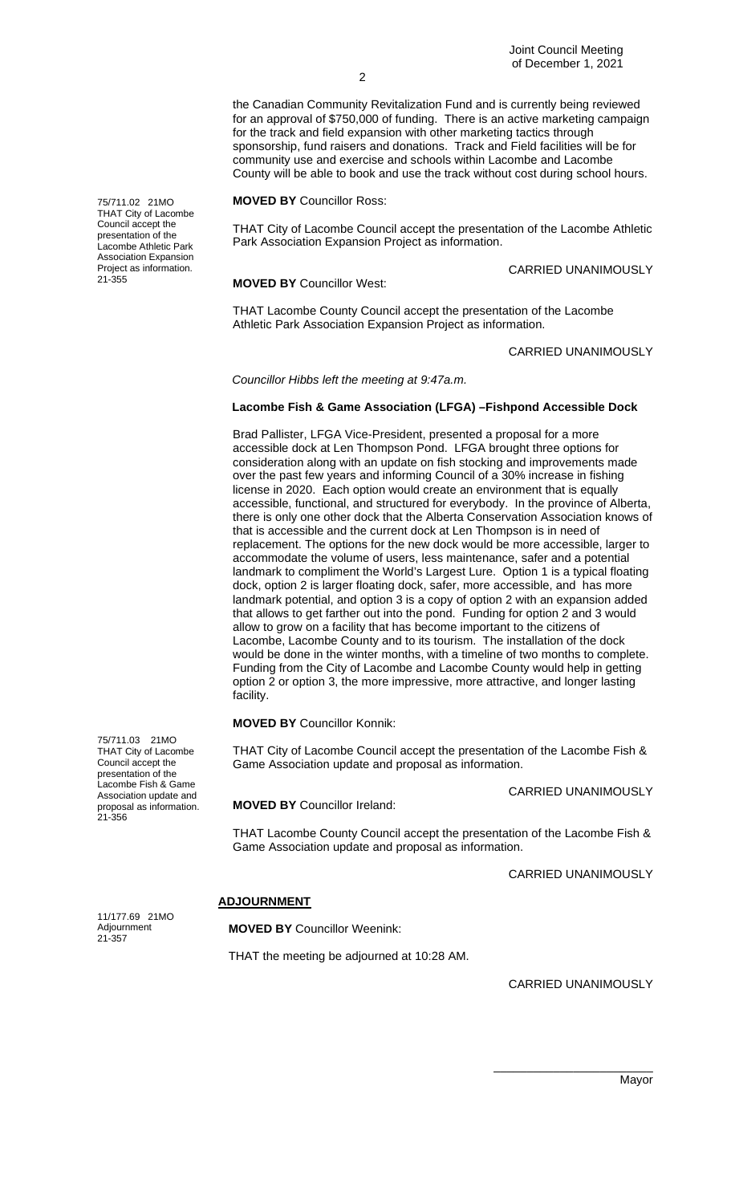the Canadian Community Revitalization Fund and is currently being reviewed for an approval of $750,000 of funding. There is an active marketing campaign for the track and field expansion with other marketing tactics through sponsorship, fund raisers and donations. Track and Field facilities will be for community use and exercise and schools within Lacombe and Lacombe County will be able to book and use the track without cost during school hours.

75/711.02 21MO
THAT City of Lacombe Council accept the presentation of the Lacombe Athletic Park Association Expansion Project as information.
21-355

**MOVED BY** Councillor Ross:

THAT City of Lacombe Council accept the presentation of the Lacombe Athletic Park Association Expansion Project as information.

CARRIED UNANIMOUSLY

**MOVED BY** Councillor West:

THAT Lacombe County Council accept the presentation of the Lacombe Athletic Park Association Expansion Project as information.

CARRIED UNANIMOUSLY

*Councillor Hibbs left the meeting at 9:47a.m.*

**Lacombe Fish & Game Association (LFGA) –Fishpond Accessible Dock**

Brad Pallister, LFGA Vice-President, presented a proposal for a more accessible dock at Len Thompson Pond. LFGA brought three options for consideration along with an update on fish stocking and improvements made over the past few years and informing Council of a 30% increase in fishing license in 2020. Each option would create an environment that is equally accessible, functional, and structured for everybody. In the province of Alberta, there is only one other dock that the Alberta Conservation Association knows of that is accessible and the current dock at Len Thompson is in need of replacement. The options for the new dock would be more accessible, larger to accommodate the volume of users, less maintenance, safer and a potential landmark to compliment the World's Largest Lure. Option 1 is a typical floating dock, option 2 is larger floating dock, safer, more accessible, and has more landmark potential, and option 3 is a copy of option 2 with an expansion added that allows to get farther out into the pond. Funding for option 2 and 3 would allow to grow on a facility that has become important to the citizens of Lacombe, Lacombe County and to its tourism. The installation of the dock would be done in the winter months, with a timeline of two months to complete. Funding from the City of Lacombe and Lacombe County would help in getting option 2 or option 3, the more impressive, more attractive, and longer lasting facility.

75/711.03 21MO
THAT City of Lacombe Council accept the presentation of the Lacombe Fish & Game Association update and proposal as information.
21-356

**MOVED BY** Councillor Konnik:

THAT City of Lacombe Council accept the presentation of the Lacombe Fish & Game Association update and proposal as information.

CARRIED UNANIMOUSLY

**MOVED BY** Councillor Ireland:

THAT Lacombe County Council accept the presentation of the Lacombe Fish & Game Association update and proposal as information.

CARRIED UNANIMOUSLY

**ADJOURNMENT**

11/177.69 21MO
Adjournment
21-357

**MOVED BY** Councillor Weenink:

THAT the meeting be adjourned at 10:28 AM.

CARRIED UNANIMOUSLY

Mayor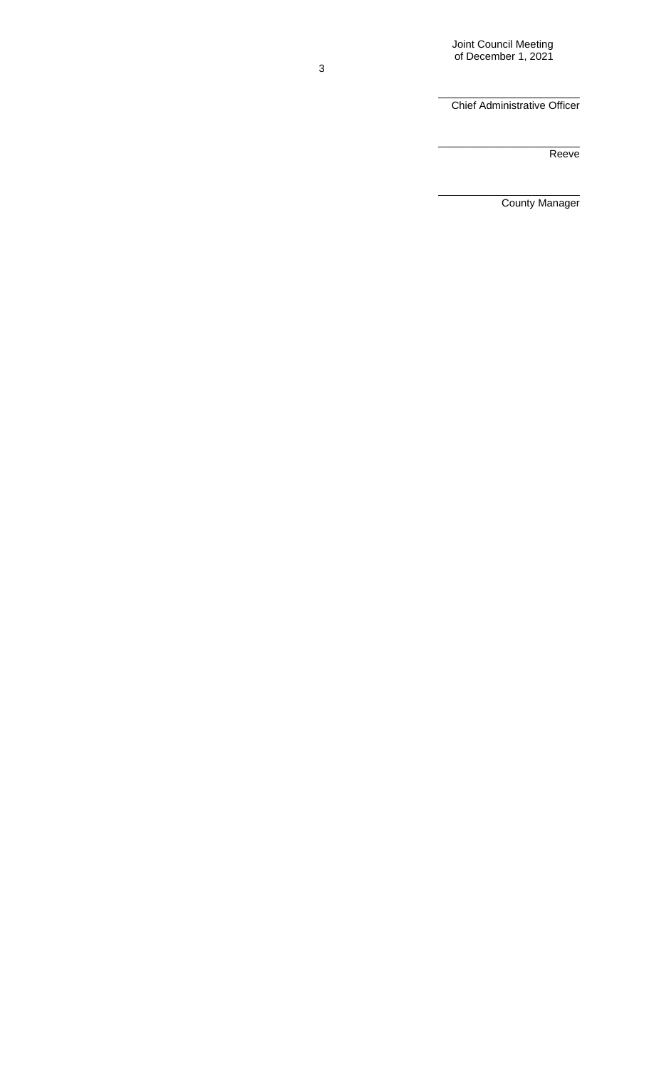\_\_\_\_\_\_\_\_\_\_\_\_\_\_\_\_\_\_\_\_\_\_\_\_\_\_
Chief Administrative Officer

\_\_\_\_\_\_\_\_\_\_\_\_\_\_\_\_\_\_\_\_\_\_\_\_\_\_
Reeve

\_\_\_\_\_\_\_\_\_\_\_\_\_\_\_\_\_\_\_\_\_\_\_\_\_\_
County Manager